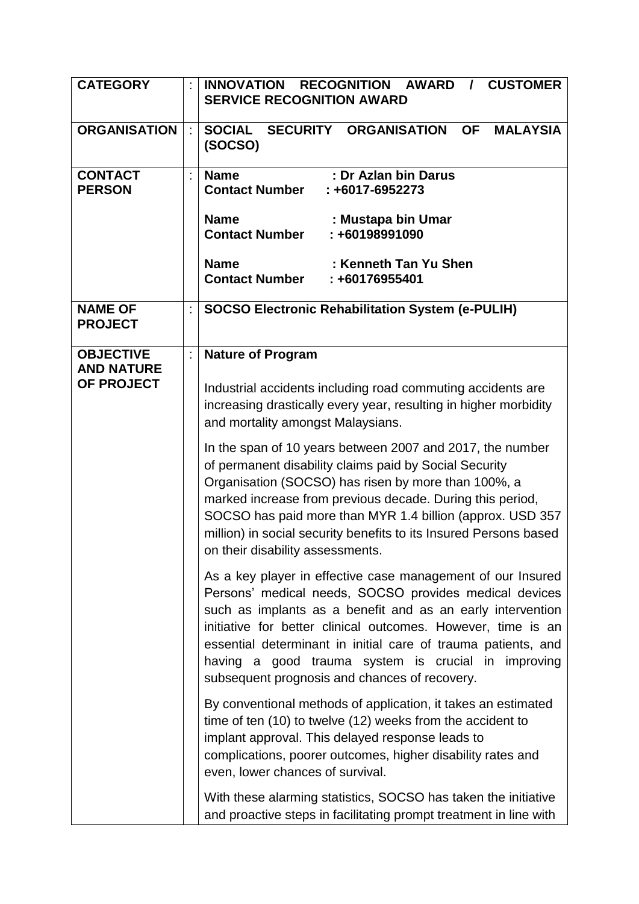| CATEGORY | : | **INNOVATION RECOGNITION AWARD / CUSTOMER SERVICE RECOGNITION AWARD** |
|---|---|---|
| **ORGANISATION** | : | **SOCIAL SECURITY ORGANISATION OF MALAYSIA (SOCSO)** |
| **CONTACT PERSON** | : | **Name : Dr Azlan bin Darus**<br>**Contact Number : +6017-6952273**<br><br>**Name : Mustapa bin Umar**<br>**Contact Number : +60198991090**<br><br>**Name : Kenneth Tan Yu Shen**<br>**Contact Number : +60176955401** |
| **NAME OF PROJECT** | : | **SOCSO Electronic Rehabilitation System (e-PULIH)** |
| **OBJECTIVE AND NATURE OF PROJECT** | : | **Nature of Program**<br><br>Industrial accidents including road commuting accidents are increasing drastically every year, resulting in higher morbidity and mortality amongst Malaysians.<br><br>In the span of 10 years between 2007 and 2017, the number of permanent disability claims paid by Social Security Organisation (SOCSO) has risen by more than 100%, a marked increase from previous decade. During this period, SOCSO has paid more than MYR 1.4 billion (approx. USD 357 million) in social security benefits to its Insured Persons based on their disability assessments.<br><br>As a key player in effective case management of our Insured Persons' medical needs, SOCSO provides medical devices such as implants as a benefit and as an early intervention initiative for better clinical outcomes. However, time is an essential determinant in initial care of trauma patients, and having a good trauma system is crucial in improving subsequent prognosis and chances of recovery.<br><br>By conventional methods of application, it takes an estimated time of ten (10) to twelve (12) weeks from the accident to implant approval. This delayed response leads to complications, poorer outcomes, higher disability rates and even, lower chances of survival.<br><br>With these alarming statistics, SOCSO has taken the initiative and proactive steps in facilitating prompt treatment in line with |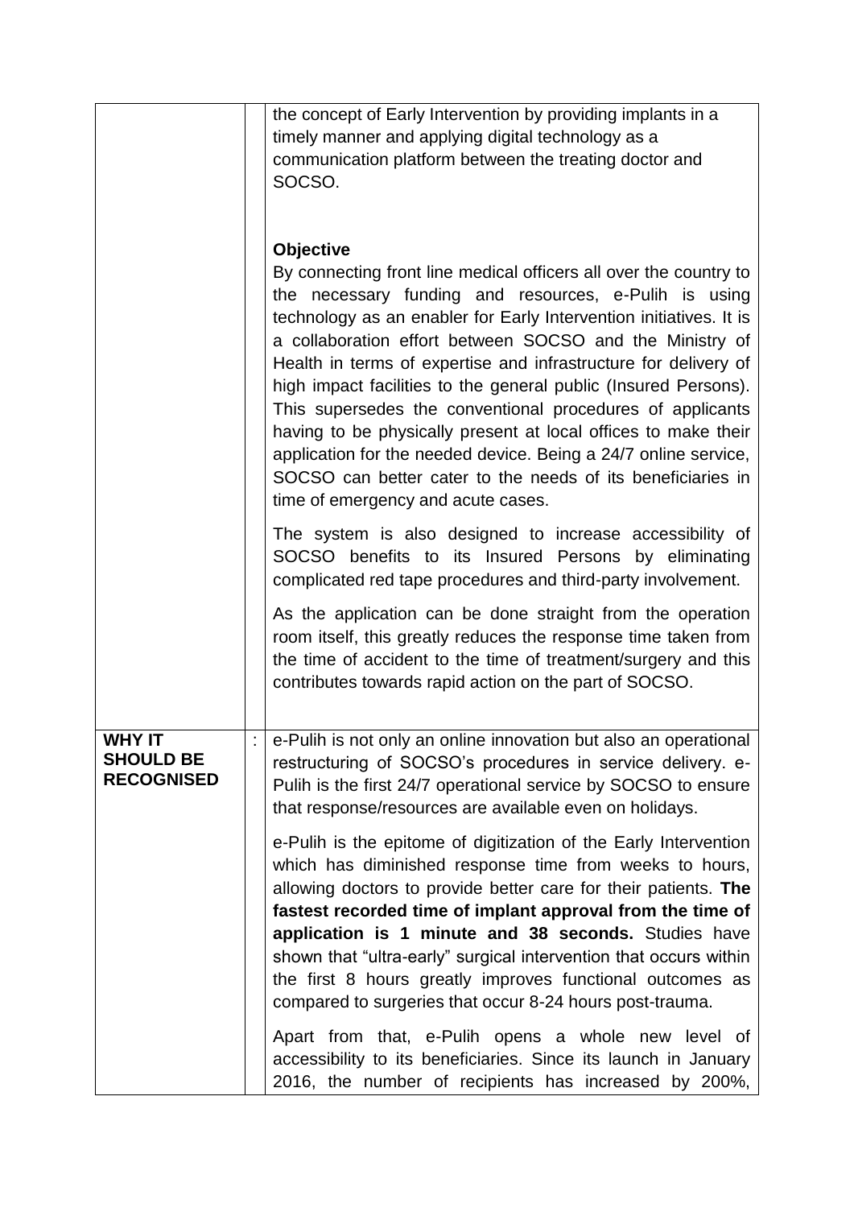| | | |
|---|---|---|
| | | the concept of Early Intervention by providing implants in a timely manner and applying digital technology as a communication platform between the treating doctor and SOCSO.<br><br>**Objective**<br>By connecting front line medical officers all over the country to the necessary funding and resources, e-Pulih is using technology as an enabler for Early Intervention initiatives. It is a collaboration effort between SOCSO and the Ministry of Health in terms of expertise and infrastructure for delivery of high impact facilities to the general public (Insured Persons). This supersedes the conventional procedures of applicants having to be physically present at local offices to make their application for the needed device. Being a 24/7 online service, SOCSO can better cater to the needs of its beneficiaries in time of emergency and acute cases.<br><br>The system is also designed to increase accessibility of SOCSO benefits to its Insured Persons by eliminating complicated red tape procedures and third-party involvement.<br><br>As the application can be done straight from the operation room itself, this greatly reduces the response time taken from the time of accident to the time of treatment/surgery and this contributes towards rapid action on the part of SOCSO. |
| **WHY IT SHOULD BE RECOGNISED** | : | e-Pulih is not only an online innovation but also an operational restructuring of SOCSO's procedures in service delivery. e-Pulih is the first 24/7 operational service by SOCSO to ensure that response/resources are available even on holidays.<br><br>e-Pulih is the epitome of digitization of the Early Intervention which has diminished response time from weeks to hours, allowing doctors to provide better care for their patients. **The fastest recorded time of implant approval from the time of application is 1 minute and 38 seconds.** Studies have shown that "ultra-early" surgical intervention that occurs within the first 8 hours greatly improves functional outcomes as compared to surgeries that occur 8-24 hours post-trauma.<br><br>Apart from that, e-Pulih opens a whole new level of accessibility to its beneficiaries. Since its launch in January 2016, the number of recipients has increased by 200%, |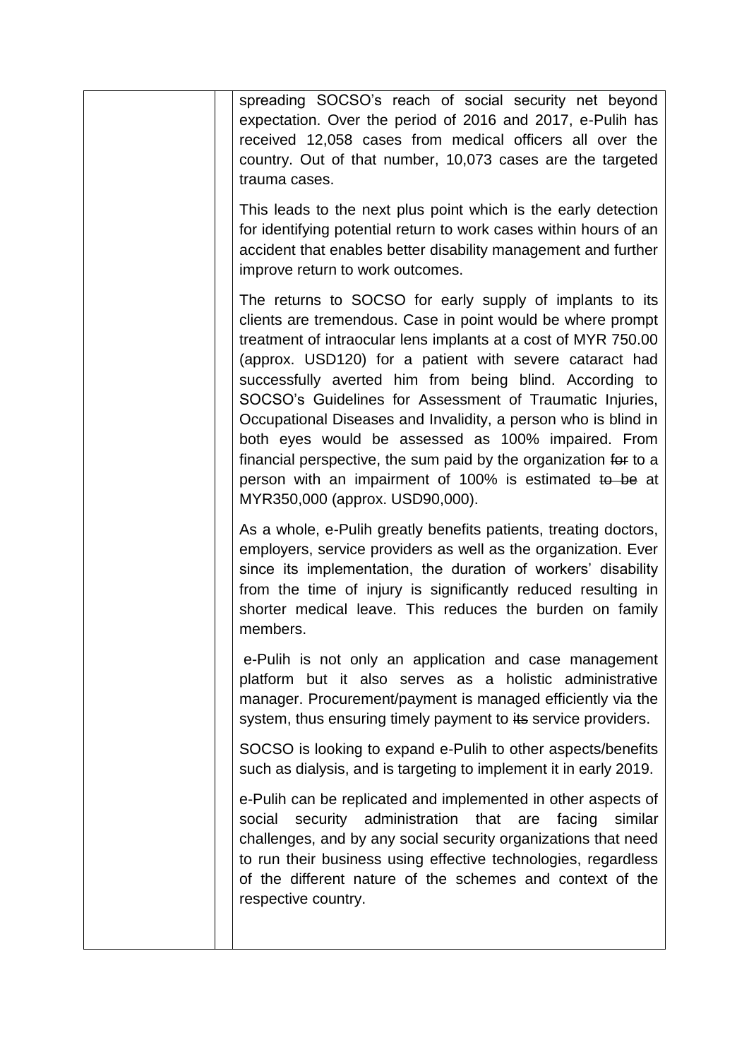spreading SOCSO's reach of social security net beyond expectation. Over the period of 2016 and 2017, e-Pulih has received 12,058 cases from medical officers all over the country. Out of that number, 10,073 cases are the targeted trauma cases.

This leads to the next plus point which is the early detection for identifying potential return to work cases within hours of an accident that enables better disability management and further improve return to work outcomes.

The returns to SOCSO for early supply of implants to its clients are tremendous. Case in point would be where prompt treatment of intraocular lens implants at a cost of MYR 750.00 (approx. USD120) for a patient with severe cataract had successfully averted him from being blind. According to SOCSO's Guidelines for Assessment of Traumatic Injuries, Occupational Diseases and Invalidity, a person who is blind in both eyes would be assessed as 100% impaired. From financial perspective, the sum paid by the organization ~~for~~ to a person with an impairment of 100% is estimated ~~to be~~ at MYR350,000 (approx. USD90,000).

As a whole, e-Pulih greatly benefits patients, treating doctors, employers, service providers as well as the organization. Ever since its implementation, the duration of workers' disability from the time of injury is significantly reduced resulting in shorter medical leave. This reduces the burden on family members.

e-Pulih is not only an application and case management platform but it also serves as a holistic administrative manager. Procurement/payment is managed efficiently via the system, thus ensuring timely payment to ~~its~~ service providers.

SOCSO is looking to expand e-Pulih to other aspects/benefits such as dialysis, and is targeting to implement it in early 2019.

e-Pulih can be replicated and implemented in other aspects of social security administration that are facing similar challenges, and by any social security organizations that need to run their business using effective technologies, regardless of the different nature of the schemes and context of the respective country.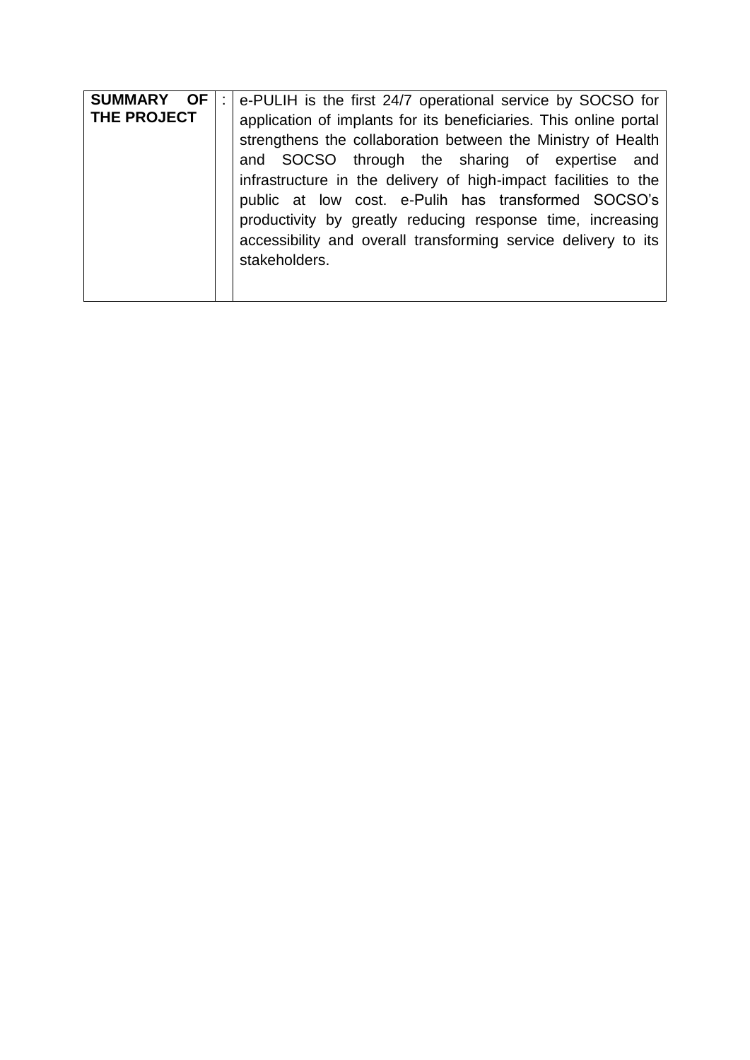| | | |
|---|---|---|
| **SUMMARY OF THE PROJECT** | : | e-PULIH is the first 24/7 operational service by SOCSO for application of implants for its beneficiaries. This online portal strengthens the collaboration between the Ministry of Health and SOCSO through the sharing of expertise and infrastructure in the delivery of high-impact facilities to the public at low cost. e-Pulih has transformed SOCSO's productivity by greatly reducing response time, increasing accessibility and overall transforming service delivery to its stakeholders. |